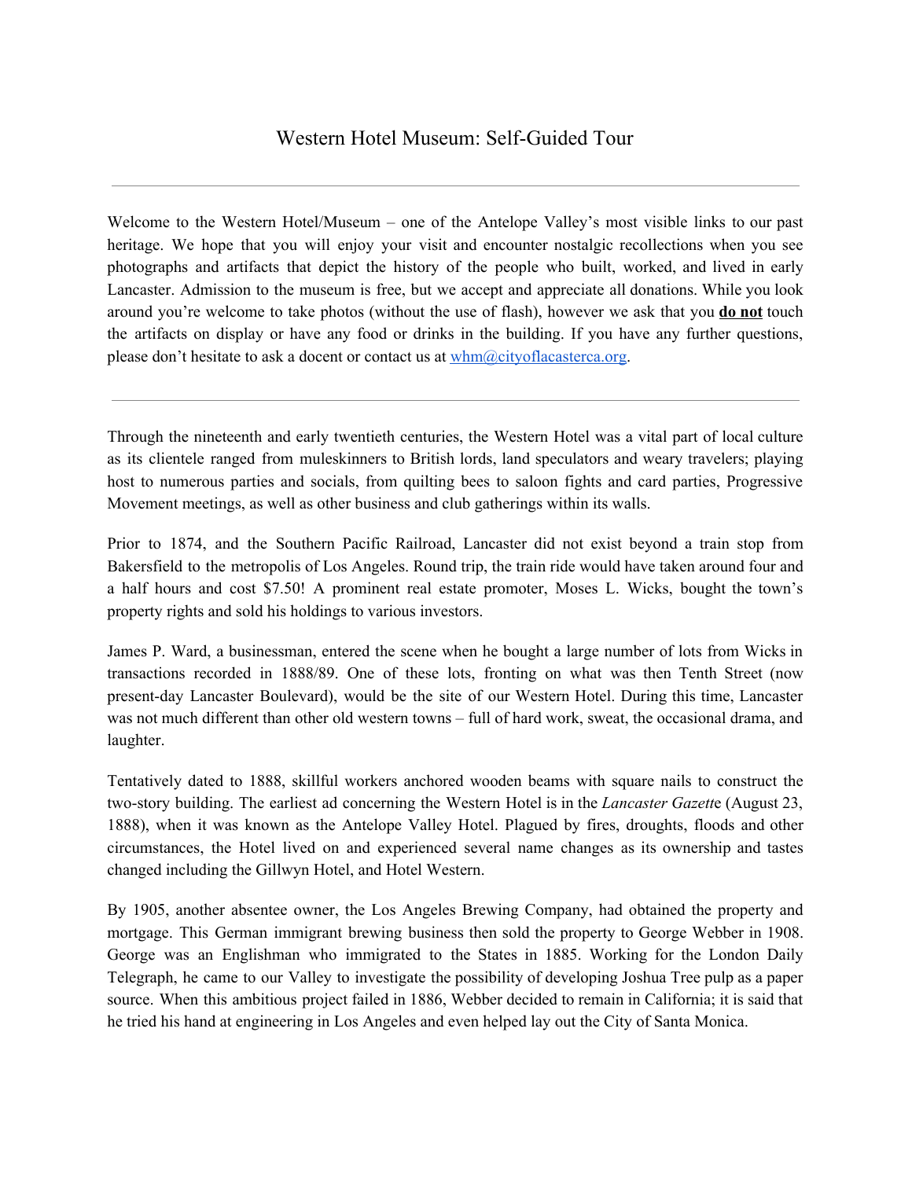# Western Hotel Museum: Self-Guided Tour

---

Welcome to the Western Hotel/Museum – one of the Antelope Valley's most visible links to our past heritage. We hope that you will enjoy your visit and encounter nostalgic recollections when you see photographs and artifacts that depict the history of the people who built, worked, and lived in early Lancaster. Admission to the museum is free, but we accept and appreciate all donations. While you look around you're welcome to take photos (without the use of flash), however we ask that you **do not** touch the artifacts on display or have any food or drinks in the building. If you have any further questions, please don't hesitate to ask a docent or contact us at [whm@cityoflacasterca.org](mailto:whm@cityoflacasterca.org).

---

Through the nineteenth and early twentieth centuries, the Western Hotel was a vital part of local culture as its clientele ranged from muleskinners to British lords, land speculators and weary travelers; playing host to numerous parties and socials, from quilting bees to saloon fights and card parties, Progressive Movement meetings, as well as other business and club gatherings within its walls.

Prior to 1874, and the Southern Pacific Railroad, Lancaster did not exist beyond a train stop from Bakersfield to the metropolis of Los Angeles. Round trip, the train ride would have taken around four and a half hours and cost $7.50! A prominent real estate promoter, Moses L. Wicks, bought the town's property rights and sold his holdings to various investors.

James P. Ward, a businessman, entered the scene when he bought a large number of lots from Wicks in transactions recorded in 1888/89. One of these lots, fronting on what was then Tenth Street (now present-day Lancaster Boulevard), would be the site of our Western Hotel. During this time, Lancaster was not much different than other old western towns – full of hard work, sweat, the occasional drama, and laughter.

Tentatively dated to 1888, skillful workers anchored wooden beams with square nails to construct the two-story building. The earliest ad concerning the Western Hotel is in the *Lancaster Gazett*e (August 23, 1888), when it was known as the Antelope Valley Hotel. Plagued by fires, droughts, floods and other circumstances, the Hotel lived on and experienced several name changes as its ownership and tastes changed including the Gillwyn Hotel, and Hotel Western.

By 1905, another absentee owner, the Los Angeles Brewing Company, had obtained the property and mortgage. This German immigrant brewing business then sold the property to George Webber in 1908. George was an Englishman who immigrated to the States in 1885. Working for the London Daily Telegraph, he came to our Valley to investigate the possibility of developing Joshua Tree pulp as a paper source. When this ambitious project failed in 1886, Webber decided to remain in California; it is said that he tried his hand at engineering in Los Angeles and even helped lay out the City of Santa Monica.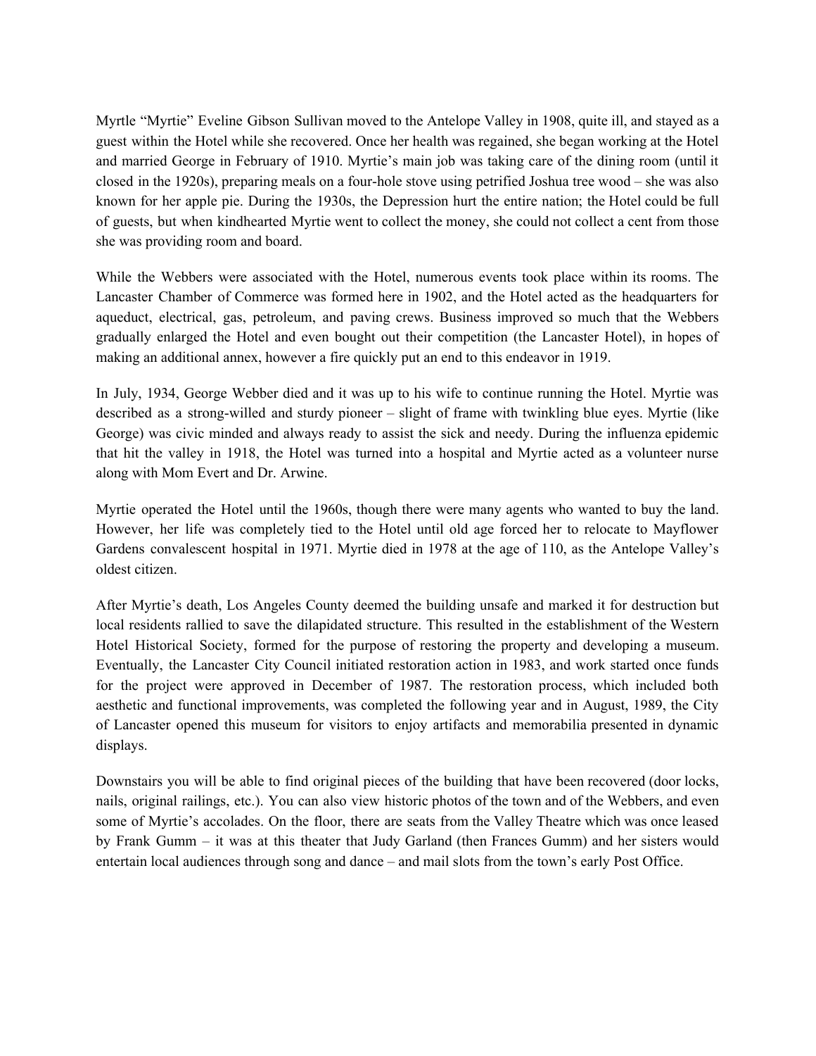Myrtle "Myrtie" Eveline Gibson Sullivan moved to the Antelope Valley in 1908, quite ill, and stayed as a guest within the Hotel while she recovered. Once her health was regained, she began working at the Hotel and married George in February of 1910. Myrtie's main job was taking care of the dining room (until it closed in the 1920s), preparing meals on a four-hole stove using petrified Joshua tree wood – she was also known for her apple pie. During the 1930s, the Depression hurt the entire nation; the Hotel could be full of guests, but when kindhearted Myrtie went to collect the money, she could not collect a cent from those she was providing room and board.

While the Webbers were associated with the Hotel, numerous events took place within its rooms. The Lancaster Chamber of Commerce was formed here in 1902, and the Hotel acted as the headquarters for aqueduct, electrical, gas, petroleum, and paving crews. Business improved so much that the Webbers gradually enlarged the Hotel and even bought out their competition (the Lancaster Hotel), in hopes of making an additional annex, however a fire quickly put an end to this endeavor in 1919.

In July, 1934, George Webber died and it was up to his wife to continue running the Hotel. Myrtie was described as a strong-willed and sturdy pioneer – slight of frame with twinkling blue eyes. Myrtie (like George) was civic minded and always ready to assist the sick and needy. During the influenza epidemic that hit the valley in 1918, the Hotel was turned into a hospital and Myrtie acted as a volunteer nurse along with Mom Evert and Dr. Arwine.

Myrtie operated the Hotel until the 1960s, though there were many agents who wanted to buy the land. However, her life was completely tied to the Hotel until old age forced her to relocate to Mayflower Gardens convalescent hospital in 1971. Myrtie died in 1978 at the age of 110, as the Antelope Valley's oldest citizen.

After Myrtie's death, Los Angeles County deemed the building unsafe and marked it for destruction but local residents rallied to save the dilapidated structure. This resulted in the establishment of the Western Hotel Historical Society, formed for the purpose of restoring the property and developing a museum. Eventually, the Lancaster City Council initiated restoration action in 1983, and work started once funds for the project were approved in December of 1987. The restoration process, which included both aesthetic and functional improvements, was completed the following year and in August, 1989, the City of Lancaster opened this museum for visitors to enjoy artifacts and memorabilia presented in dynamic displays.

Downstairs you will be able to find original pieces of the building that have been recovered (door locks, nails, original railings, etc.). You can also view historic photos of the town and of the Webbers, and even some of Myrtie's accolades. On the floor, there are seats from the Valley Theatre which was once leased by Frank Gumm – it was at this theater that Judy Garland (then Frances Gumm) and her sisters would entertain local audiences through song and dance – and mail slots from the town's early Post Office.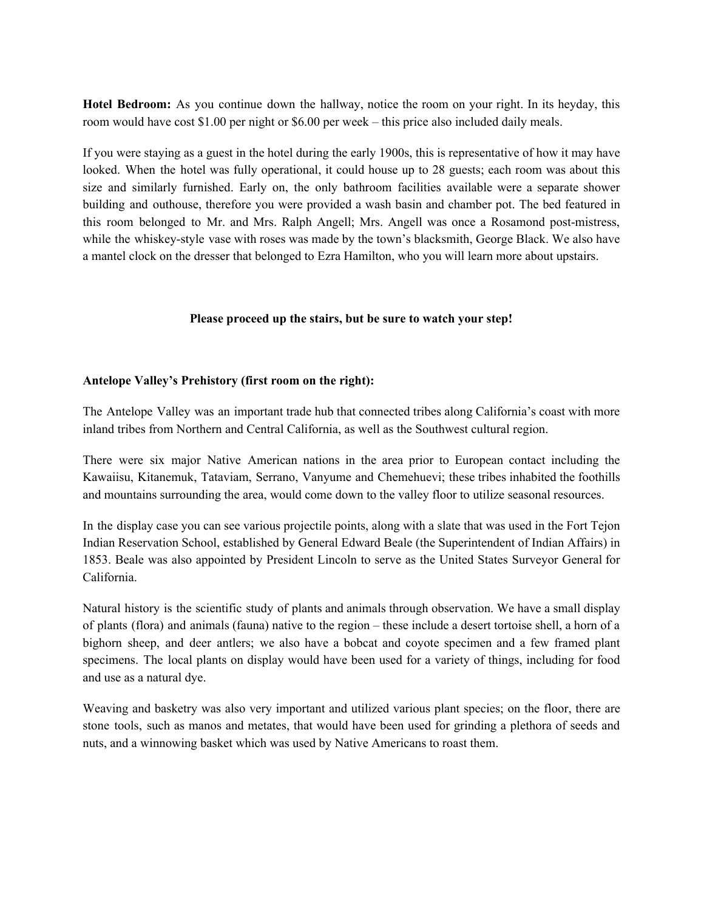**Hotel Bedroom:** As you continue down the hallway, notice the room on your right. In its heyday, this room would have cost $1.00 per night or $6.00 per week – this price also included daily meals.

If you were staying as a guest in the hotel during the early 1900s, this is representative of how it may have looked. When the hotel was fully operational, it could house up to 28 guests; each room was about this size and similarly furnished. Early on, the only bathroom facilities available were a separate shower building and outhouse, therefore you were provided a wash basin and chamber pot. The bed featured in this room belonged to Mr. and Mrs. Ralph Angell; Mrs. Angell was once a Rosamond post-mistress, while the whiskey-style vase with roses was made by the town's blacksmith, George Black. We also have a mantel clock on the dresser that belonged to Ezra Hamilton, who you will learn more about upstairs.

**Please proceed up the stairs, but be sure to watch your step!**

**Antelope Valley's Prehistory (first room on the right):**

The Antelope Valley was an important trade hub that connected tribes along California's coast with more inland tribes from Northern and Central California, as well as the Southwest cultural region.

There were six major Native American nations in the area prior to European contact including the Kawaiisu, Kitanemuk, Tataviam, Serrano, Vanyume and Chemehuevi; these tribes inhabited the foothills and mountains surrounding the area, would come down to the valley floor to utilize seasonal resources.

In the display case you can see various projectile points, along with a slate that was used in the Fort Tejon Indian Reservation School, established by General Edward Beale (the Superintendent of Indian Affairs) in 1853. Beale was also appointed by President Lincoln to serve as the United States Surveyor General for California.

Natural history is the scientific study of plants and animals through observation. We have a small display of plants (flora) and animals (fauna) native to the region – these include a desert tortoise shell, a horn of a bighorn sheep, and deer antlers; we also have a bobcat and coyote specimen and a few framed plant specimens. The local plants on display would have been used for a variety of things, including for food and use as a natural dye.

Weaving and basketry was also very important and utilized various plant species; on the floor, there are stone tools, such as manos and metates, that would have been used for grinding a plethora of seeds and nuts, and a winnowing basket which was used by Native Americans to roast them.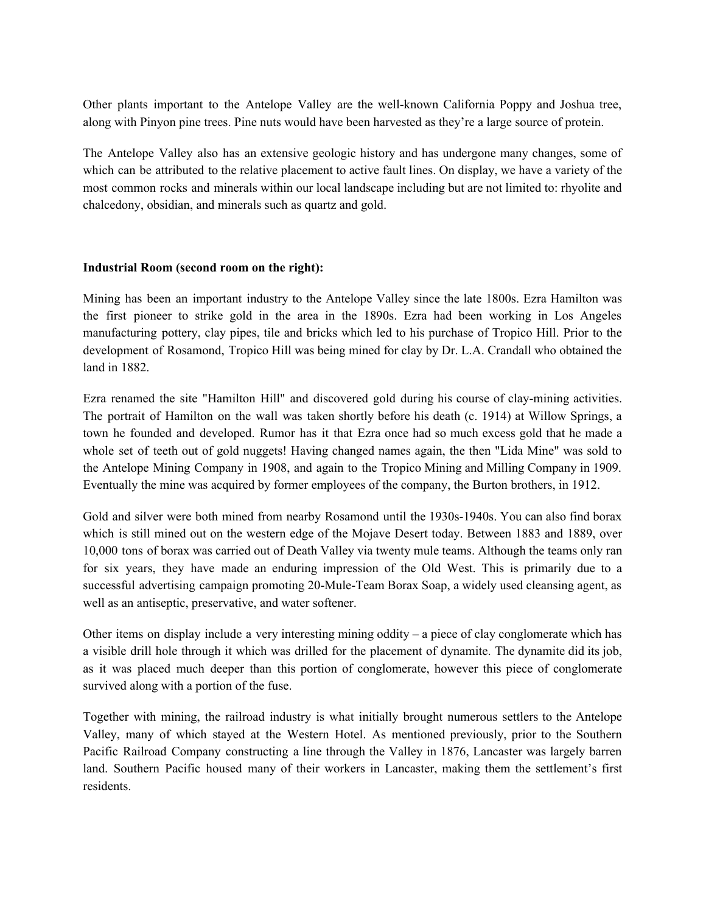Other plants important to the Antelope Valley are the well-known California Poppy and Joshua tree, along with Pinyon pine trees. Pine nuts would have been harvested as they're a large source of protein.

The Antelope Valley also has an extensive geologic history and has undergone many changes, some of which can be attributed to the relative placement to active fault lines. On display, we have a variety of the most common rocks and minerals within our local landscape including but are not limited to: rhyolite and chalcedony, obsidian, and minerals such as quartz and gold.

**Industrial Room (second room on the right):**

Mining has been an important industry to the Antelope Valley since the late 1800s. Ezra Hamilton was the first pioneer to strike gold in the area in the 1890s. Ezra had been working in Los Angeles manufacturing pottery, clay pipes, tile and bricks which led to his purchase of Tropico Hill. Prior to the development of Rosamond, Tropico Hill was being mined for clay by Dr. L.A. Crandall who obtained the land in 1882.

Ezra renamed the site "Hamilton Hill" and discovered gold during his course of clay-mining activities. The portrait of Hamilton on the wall was taken shortly before his death (c. 1914) at Willow Springs, a town he founded and developed. Rumor has it that Ezra once had so much excess gold that he made a whole set of teeth out of gold nuggets! Having changed names again, the then "Lida Mine" was sold to the Antelope Mining Company in 1908, and again to the Tropico Mining and Milling Company in 1909. Eventually the mine was acquired by former employees of the company, the Burton brothers, in 1912.

Gold and silver were both mined from nearby Rosamond until the 1930s-1940s. You can also find borax which is still mined out on the western edge of the Mojave Desert today. Between 1883 and 1889, over 10,000 tons of borax was carried out of Death Valley via twenty mule teams. Although the teams only ran for six years, they have made an enduring impression of the Old West. This is primarily due to a successful advertising campaign promoting 20-Mule-Team Borax Soap, a widely used cleansing agent, as well as an antiseptic, preservative, and water softener.

Other items on display include a very interesting mining oddity – a piece of clay conglomerate which has a visible drill hole through it which was drilled for the placement of dynamite. The dynamite did its job, as it was placed much deeper than this portion of conglomerate, however this piece of conglomerate survived along with a portion of the fuse.

Together with mining, the railroad industry is what initially brought numerous settlers to the Antelope Valley, many of which stayed at the Western Hotel. As mentioned previously, prior to the Southern Pacific Railroad Company constructing a line through the Valley in 1876, Lancaster was largely barren land. Southern Pacific housed many of their workers in Lancaster, making them the settlement's first residents.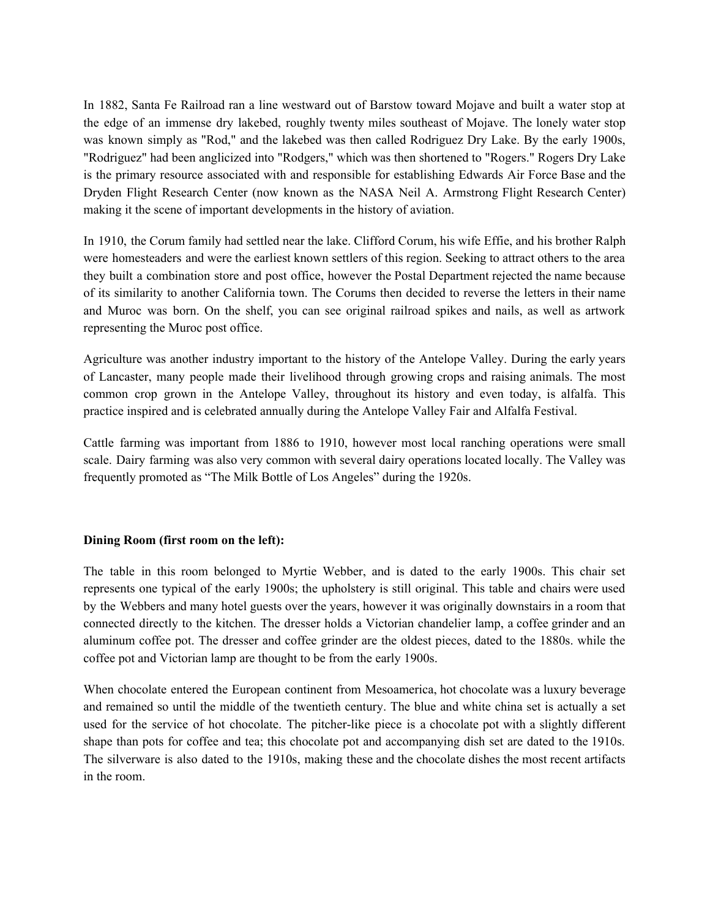In 1882, Santa Fe Railroad ran a line westward out of Barstow toward Mojave and built a water stop at the edge of an immense dry lakebed, roughly twenty miles southeast of Mojave. The lonely water stop was known simply as "Rod," and the lakebed was then called Rodriguez Dry Lake. By the early 1900s, "Rodriguez" had been anglicized into "Rodgers," which was then shortened to "Rogers." Rogers Dry Lake is the primary resource associated with and responsible for establishing Edwards Air Force Base and the Dryden Flight Research Center (now known as the NASA Neil A. Armstrong Flight Research Center) making it the scene of important developments in the history of aviation.

In 1910, the Corum family had settled near the lake. Clifford Corum, his wife Effie, and his brother Ralph were homesteaders and were the earliest known settlers of this region. Seeking to attract others to the area they built a combination store and post office, however the Postal Department rejected the name because of its similarity to another California town. The Corums then decided to reverse the letters in their name and Muroc was born. On the shelf, you can see original railroad spikes and nails, as well as artwork representing the Muroc post office.

Agriculture was another industry important to the history of the Antelope Valley. During the early years of Lancaster, many people made their livelihood through growing crops and raising animals. The most common crop grown in the Antelope Valley, throughout its history and even today, is alfalfa. This practice inspired and is celebrated annually during the Antelope Valley Fair and Alfalfa Festival.

Cattle farming was important from 1886 to 1910, however most local ranching operations were small scale. Dairy farming was also very common with several dairy operations located locally. The Valley was frequently promoted as “The Milk Bottle of Los Angeles” during the 1920s.

**Dining Room (first room on the left):**

The table in this room belonged to Myrtie Webber, and is dated to the early 1900s. This chair set represents one typical of the early 1900s; the upholstery is still original. This table and chairs were used by the Webbers and many hotel guests over the years, however it was originally downstairs in a room that connected directly to the kitchen. The dresser holds a Victorian chandelier lamp, a coffee grinder and an aluminum coffee pot. The dresser and coffee grinder are the oldest pieces, dated to the 1880s. while the coffee pot and Victorian lamp are thought to be from the early 1900s.

When chocolate entered the European continent from Mesoamerica, hot chocolate was a luxury beverage and remained so until the middle of the twentieth century. The blue and white china set is actually a set used for the service of hot chocolate. The pitcher-like piece is a chocolate pot with a slightly different shape than pots for coffee and tea; this chocolate pot and accompanying dish set are dated to the 1910s. The silverware is also dated to the 1910s, making these and the chocolate dishes the most recent artifacts in the room.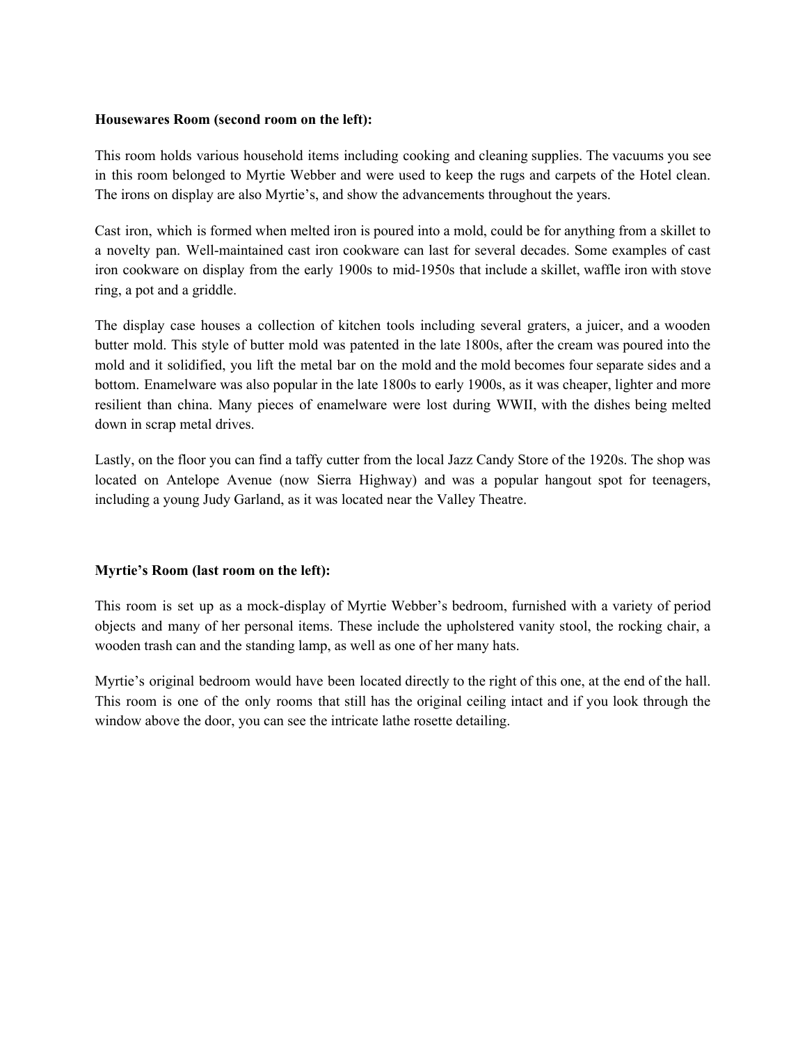**Housewares Room (second room on the left):**

This room holds various household items including cooking and cleaning supplies. The vacuums you see in this room belonged to Myrtie Webber and were used to keep the rugs and carpets of the Hotel clean. The irons on display are also Myrtie's, and show the advancements throughout the years.

Cast iron, which is formed when melted iron is poured into a mold, could be for anything from a skillet to a novelty pan. Well-maintained cast iron cookware can last for several decades. Some examples of cast iron cookware on display from the early 1900s to mid-1950s that include a skillet, waffle iron with stove ring, a pot and a griddle.

The display case houses a collection of kitchen tools including several graters, a juicer, and a wooden butter mold. This style of butter mold was patented in the late 1800s, after the cream was poured into the mold and it solidified, you lift the metal bar on the mold and the mold becomes four separate sides and a bottom. Enamelware was also popular in the late 1800s to early 1900s, as it was cheaper, lighter and more resilient than china. Many pieces of enamelware were lost during WWII, with the dishes being melted down in scrap metal drives.

Lastly, on the floor you can find a taffy cutter from the local Jazz Candy Store of the 1920s. The shop was located on Antelope Avenue (now Sierra Highway) and was a popular hangout spot for teenagers, including a young Judy Garland, as it was located near the Valley Theatre.

**Myrtie's Room (last room on the left):**

This room is set up as a mock-display of Myrtie Webber's bedroom, furnished with a variety of period objects and many of her personal items. These include the upholstered vanity stool, the rocking chair, a wooden trash can and the standing lamp, as well as one of her many hats.

Myrtie's original bedroom would have been located directly to the right of this one, at the end of the hall. This room is one of the only rooms that still has the original ceiling intact and if you look through the window above the door, you can see the intricate lathe rosette detailing.